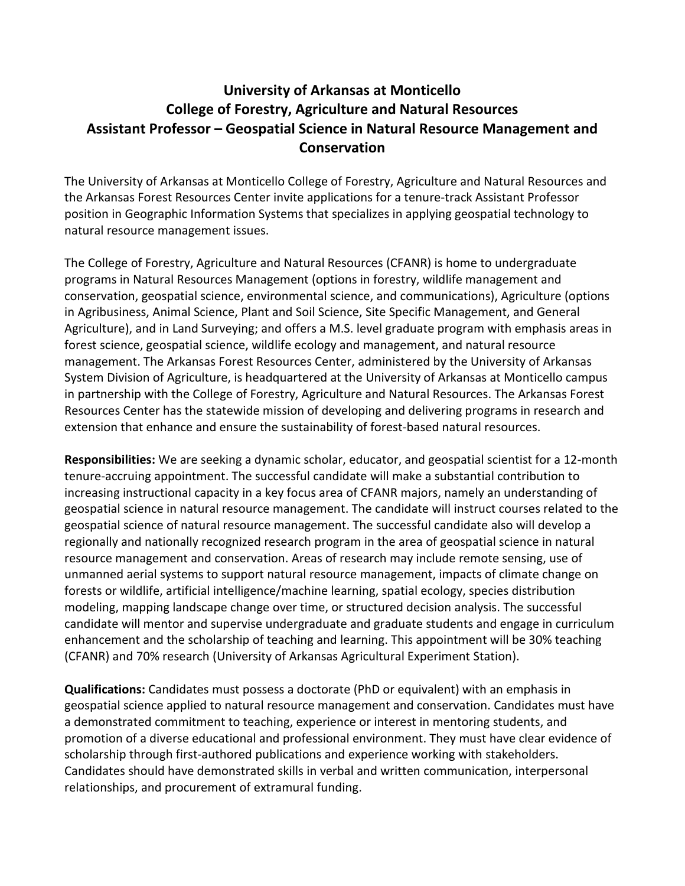# University of Arkansas at Monticello
# College of Forestry, Agriculture and Natural Resources
# Assistant Professor – Geospatial Science in Natural Resource Management and Conservation

The University of Arkansas at Monticello College of Forestry, Agriculture and Natural Resources and the Arkansas Forest Resources Center invite applications for a tenure-track Assistant Professor position in Geographic Information Systems that specializes in applying geospatial technology to natural resource management issues.

The College of Forestry, Agriculture and Natural Resources (CFANR) is home to undergraduate programs in Natural Resources Management (options in forestry, wildlife management and conservation, geospatial science, environmental science, and communications), Agriculture (options in Agribusiness, Animal Science, Plant and Soil Science, Site Specific Management, and General Agriculture), and in Land Surveying; and offers a M.S. level graduate program with emphasis areas in forest science, geospatial science, wildlife ecology and management, and natural resource management. The Arkansas Forest Resources Center, administered by the University of Arkansas System Division of Agriculture, is headquartered at the University of Arkansas at Monticello campus in partnership with the College of Forestry, Agriculture and Natural Resources. The Arkansas Forest Resources Center has the statewide mission of developing and delivering programs in research and extension that enhance and ensure the sustainability of forest-based natural resources.

**Responsibilities:** We are seeking a dynamic scholar, educator, and geospatial scientist for a 12-month tenure-accruing appointment. The successful candidate will make a substantial contribution to increasing instructional capacity in a key focus area of CFANR majors, namely an understanding of geospatial science in natural resource management. The candidate will instruct courses related to the geospatial science of natural resource management. The successful candidate also will develop a regionally and nationally recognized research program in the area of geospatial science in natural resource management and conservation. Areas of research may include remote sensing, use of unmanned aerial systems to support natural resource management, impacts of climate change on forests or wildlife, artificial intelligence/machine learning, spatial ecology, species distribution modeling, mapping landscape change over time, or structured decision analysis. The successful candidate will mentor and supervise undergraduate and graduate students and engage in curriculum enhancement and the scholarship of teaching and learning. This appointment will be 30% teaching (CFANR) and 70% research (University of Arkansas Agricultural Experiment Station).

**Qualifications:** Candidates must possess a doctorate (PhD or equivalent) with an emphasis in geospatial science applied to natural resource management and conservation. Candidates must have a demonstrated commitment to teaching, experience or interest in mentoring students, and promotion of a diverse educational and professional environment. They must have clear evidence of scholarship through first-authored publications and experience working with stakeholders. Candidates should have demonstrated skills in verbal and written communication, interpersonal relationships, and procurement of extramural funding.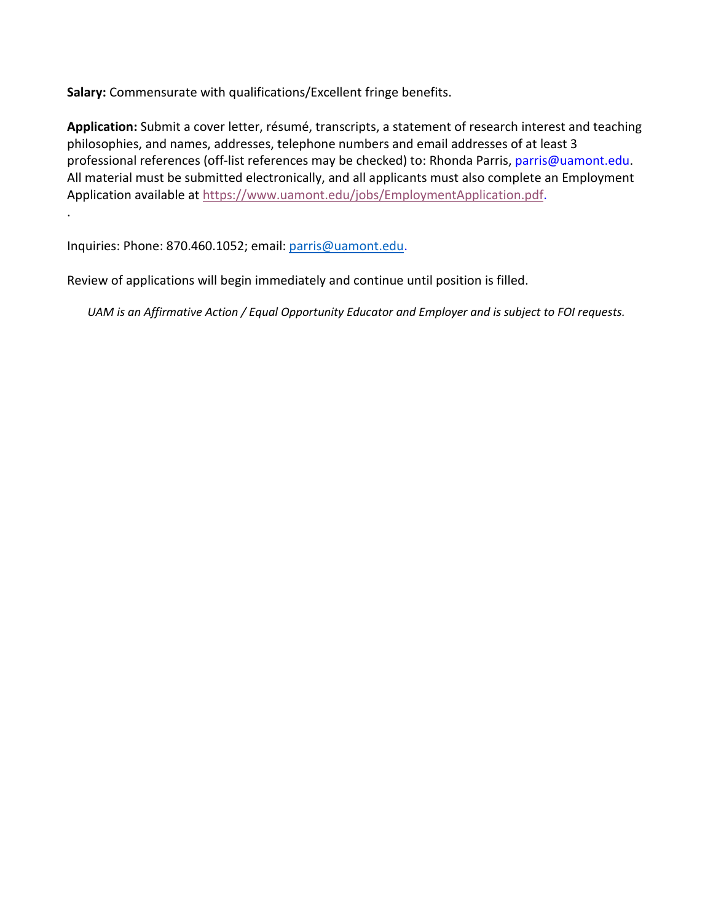**Salary:** Commensurate with qualifications/Excellent fringe benefits.

**Application:** Submit a cover letter, résumé, transcripts, a statement of research interest and teaching philosophies, and names, addresses, telephone numbers and email addresses of at least 3 professional references (off-list references may be checked) to: Rhonda Parris, parris@uamont.edu. All material must be submitted electronically, and all applicants must also complete an Employment Application available at https://www.uamont.edu/jobs/EmploymentApplication.pdf.

.

Inquiries: Phone: 870.460.1052; email: parris@uamont.edu.

Review of applications will begin immediately and continue until position is filled.

*UAM is an Affirmative Action / Equal Opportunity Educator and Employer and is subject to FOI requests.*